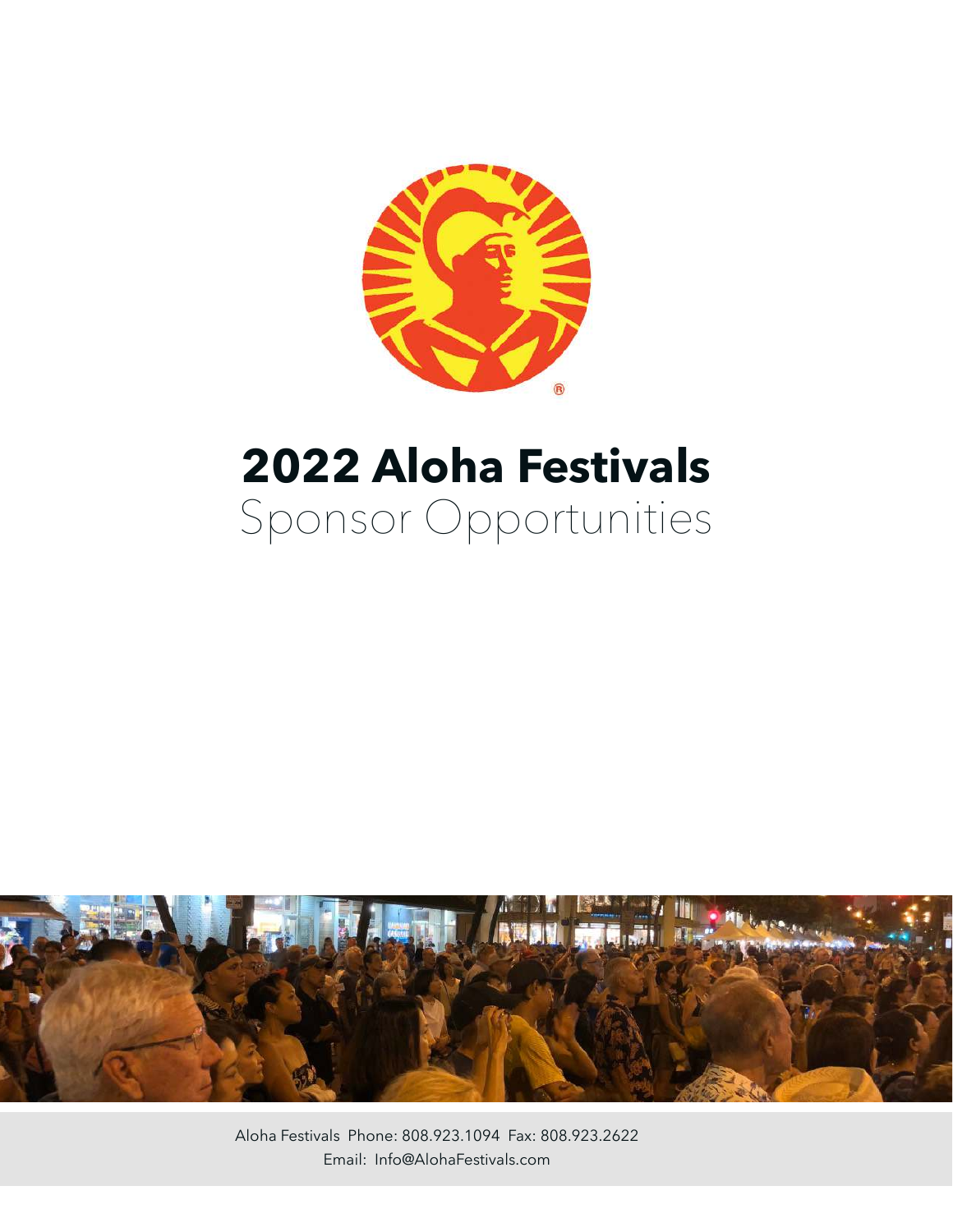# 2022 Aloha Festivals

## Sponsor Opportunities

Aloha Festivals Phone: 808.923.1094 Fax: 808.923.2622

Email: Info@AlohaFestivals.com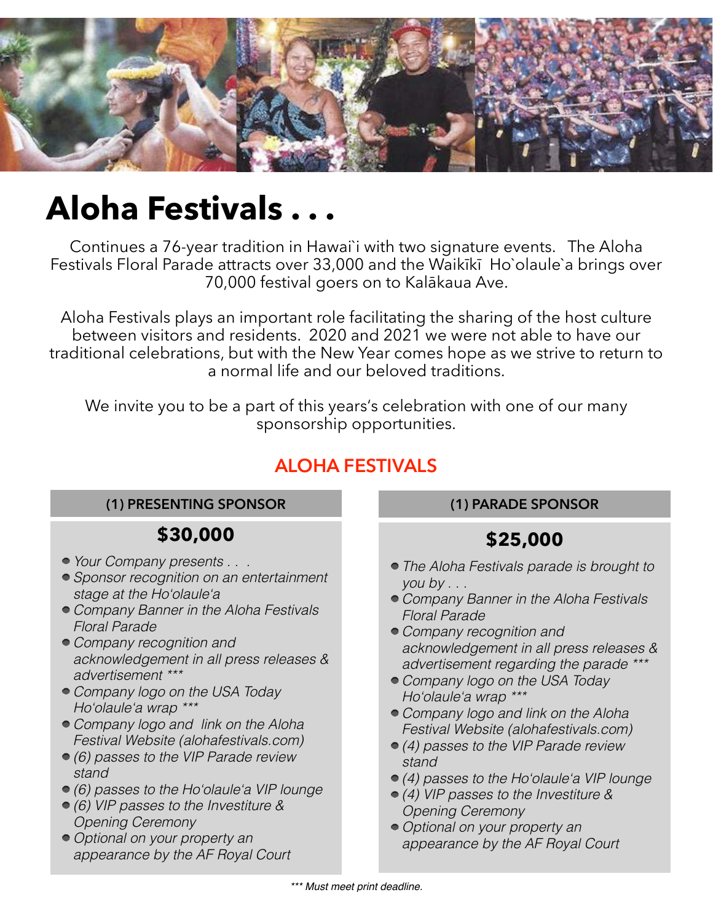# Aloha Festivals . . .

Continues a 76-year tradition in Hawai`i with two signature events. The Aloha Festivals Floral Parade attracts over 33,000 and the Waikīkī Ho`olaule`a brings over 70,000 festival goers on to Kalākaua Ave.

Aloha Festivals plays an important role facilitating the sharing of the host culture between visitors and residents. 2020 and 2021 we were not able to have our traditional celebrations, but with the New Year comes hope as we strive to return to a normal life and our beloved traditions.

We invite you to be a part of this years's celebration with one of our many sponsorship opportunities.

## ALOHA FESTIVALS

### (1) PRESENTING SPONSOR

**$30,000**

- *Your Company presents . . .*
- *Sponsor recognition on an entertainment stage at the Ho'olaule'a*
- *Company Banner in the Aloha Festivals Floral Parade*
- *Company recognition and acknowledgement in all press releases & advertisement ****
- *Company logo on the USA Today Ho'olaule'a wrap ****
- *Company logo and link on the Aloha Festival Website (alohafestivals.com)*
- *(6) passes to the VIP Parade review stand*
- *(6) passes to the Ho'olaule'a VIP lounge*
- *(6) VIP passes to the Investiture & Opening Ceremony*
- *Optional on your property an appearance by the AF Royal Court*

### (1) PARADE SPONSOR

**$25,000**

- *The Aloha Festivals parade is brought to you by . . .*
- *Company Banner in the Aloha Festivals Floral Parade*
- *Company recognition and acknowledgement in all press releases & advertisement regarding the parade ****
- *Company logo on the USA Today Ho'olaule'a wrap ****
- *Company logo and link on the Aloha Festival Website (alohafestivals.com)*
- *(4) passes to the VIP Parade review stand*
- *(4) passes to the Ho'olaule'a VIP lounge*
- *(4) VIP passes to the Investiture & Opening Ceremony*
- *Optional on your property an appearance by the AF Royal Court*

**** Must meet print deadline.*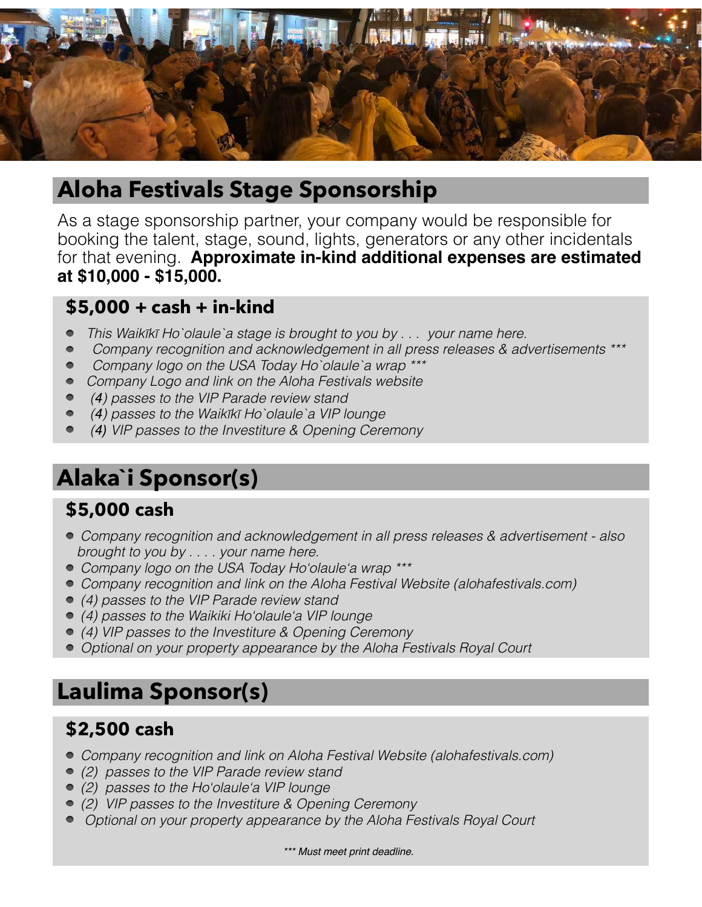## Aloha Festivals Stage Sponsorship

As a stage sponsorship partner, your company would be responsible for booking the talent, stage, sound, lights, generators or any other incidentals for that evening. **Approximate in-kind additional expenses are estimated at $10,000 - $15,000.**

### $5,000 + cash + in-kind

- *This Waikīkī Ho`olaule`a stage is brought to you by . . . your name here.*
- *Company recognition and acknowledgement in all press releases & advertisements ****
- *Company logo on the USA Today Ho`olaule`a wrap ****
- *Company Logo and link on the Aloha Festivals website*
- *(4) passes to the VIP Parade review stand*
- *(4) passes to the Waikīkī Ho`olaule`a VIP lounge*
- *(4) VIP passes to the Investiture & Opening Ceremony*

## Alaka`i Sponsor(s)

### $5,000 cash

- *Company recognition and acknowledgement in all press releases & advertisement - also brought to you by . . . . your name here.*
- *Company logo on the USA Today Ho'olaule'a wrap ****
- *Company recognition and link on the Aloha Festival Website (alohafestivals.com)*
- *(4) passes to the VIP Parade review stand*
- *(4) passes to the Waikiki Ho'olaule'a VIP lounge*
- *(4) VIP passes to the Investiture & Opening Ceremony*
- *Optional on your property appearance by the Aloha Festivals Royal Court*

## Laulima Sponsor(s)

### $2,500 cash

- *Company recognition and link on Aloha Festival Website (alohafestivals.com)*
- *(2) passes to the VIP Parade review stand*
- *(2) passes to the Ho'olaule'a VIP lounge*
- *(2) VIP passes to the Investiture & Opening Ceremony*
- *Optional on your property appearance by the Aloha Festivals Royal Court*

**** Must meet print deadline.*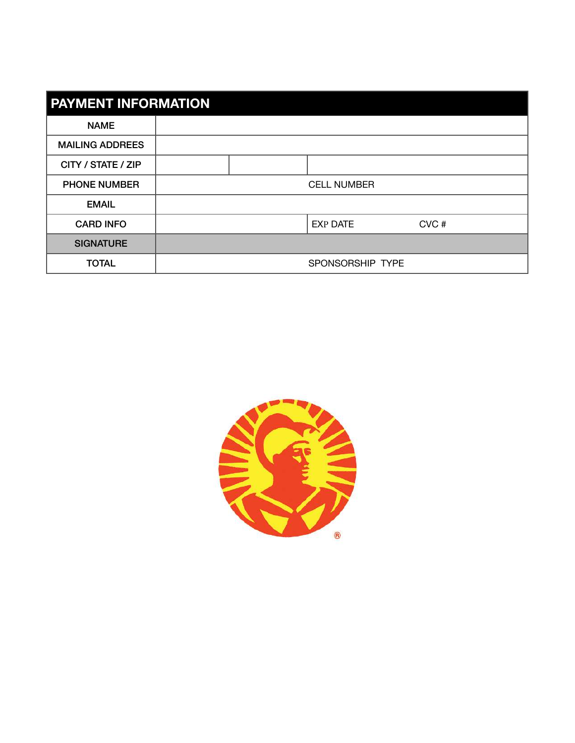| PAYMENT INFORMATION | | | |
|---|---|---|---|
| NAME | | | |
| MAILING ADDREES | | | |
| CITY / STATE / ZIP | | | |
| PHONE NUMBER | | CELL NUMBER | |
| EMAIL | | | |
| CARD INFO | | EXP DATE | CVC # |
| SIGNATURE | | | |
| TOTAL | | SPONSORSHIP TYPE | |